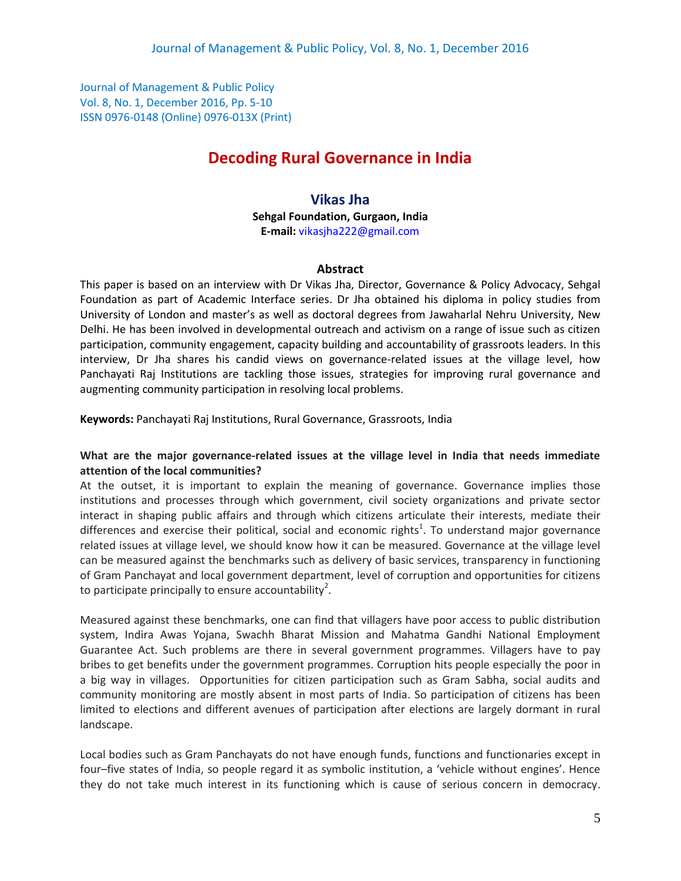# Decoding Rural Governance in India

**Vikas Jha**

**Sehgal Foundation, Gurgaon, India**
**E-mail:** vikasjha222@gmail.com

## Abstract

This paper is based on an interview with Dr Vikas Jha, Director, Governance & Policy Advocacy, Sehgal Foundation as part of Academic Interface series. Dr Jha obtained his diploma in policy studies from University of London and master's as well as doctoral degrees from Jawaharlal Nehru University, New Delhi. He has been involved in developmental outreach and activism on a range of issue such as citizen participation, community engagement, capacity building and accountability of grassroots leaders. In this interview, Dr Jha shares his candid views on governance-related issues at the village level, how Panchayati Raj Institutions are tackling those issues, strategies for improving rural governance and augmenting community participation in resolving local problems.

**Keywords:** Panchayati Raj Institutions, Rural Governance, Grassroots, India

**What are the major governance-related issues at the village level in India that needs immediate attention of the local communities?**

At the outset, it is important to explain the meaning of governance. Governance implies those institutions and processes through which government, civil society organizations and private sector interact in shaping public affairs and through which citizens articulate their interests, mediate their differences and exercise their political, social and economic rights[1]. To understand major governance related issues at village level, we should know how it can be measured. Governance at the village level can be measured against the benchmarks such as delivery of basic services, transparency in functioning of Gram Panchayat and local government department, level of corruption and opportunities for citizens to participate principally to ensure accountability[2].

Measured against these benchmarks, one can find that villagers have poor access to public distribution system, Indira Awas Yojana, Swachh Bharat Mission and Mahatma Gandhi National Employment Guarantee Act. Such problems are there in several government programmes. Villagers have to pay bribes to get benefits under the government programmes. Corruption hits people especially the poor in a big way in villages. Opportunities for citizen participation such as Gram Sabha, social audits and community monitoring are mostly absent in most parts of India. So participation of citizens has been limited to elections and different avenues of participation after elections are largely dormant in rural landscape.

Local bodies such as Gram Panchayats do not have enough funds, functions and functionaries except in four–five states of India, so people regard it as symbolic institution, a 'vehicle without engines'. Hence they do not take much interest in its functioning which is cause of serious concern in democracy.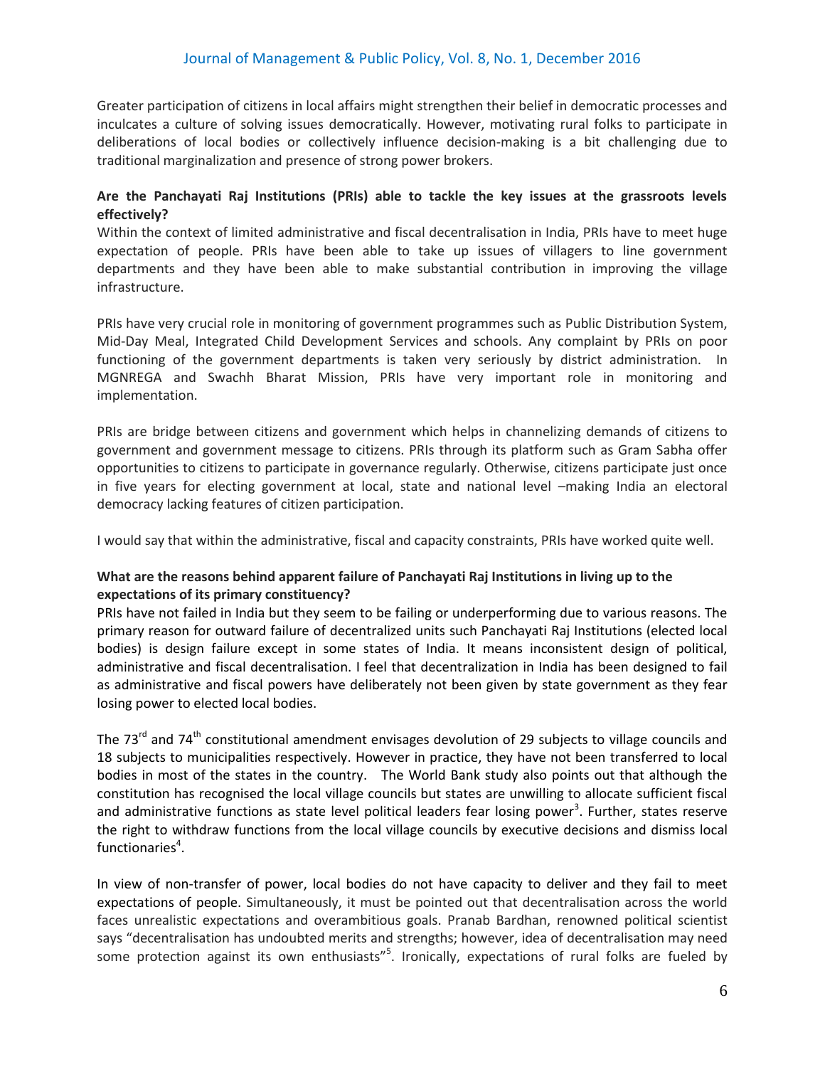Greater participation of citizens in local affairs might strengthen their belief in democratic processes and inculcates a culture of solving issues democratically. However, motivating rural folks to participate in deliberations of local bodies or collectively influence decision-making is a bit challenging due to traditional marginalization and presence of strong power brokers.

**Are the Panchayati Raj Institutions (PRIs) able to tackle the key issues at the grassroots levels effectively?**

Within the context of limited administrative and fiscal decentralisation in India, PRIs have to meet huge expectation of people. PRIs have been able to take up issues of villagers to line government departments and they have been able to make substantial contribution in improving the village infrastructure.

PRIs have very crucial role in monitoring of government programmes such as Public Distribution System, Mid-Day Meal, Integrated Child Development Services and schools. Any complaint by PRIs on poor functioning of the government departments is taken very seriously by district administration. In MGNREGA and Swachh Bharat Mission, PRIs have very important role in monitoring and implementation.

PRIs are bridge between citizens and government which helps in channelizing demands of citizens to government and government message to citizens. PRIs through its platform such as Gram Sabha offer opportunities to citizens to participate in governance regularly. Otherwise, citizens participate just once in five years for electing government at local, state and national level –making India an electoral democracy lacking features of citizen participation.

I would say that within the administrative, fiscal and capacity constraints, PRIs have worked quite well.

**What are the reasons behind apparent failure of Panchayati Raj Institutions in living up to the expectations of its primary constituency?**

PRIs have not failed in India but they seem to be failing or underperforming due to various reasons. The primary reason for outward failure of decentralized units such Panchayati Raj Institutions (elected local bodies) is design failure except in some states of India. It means inconsistent design of political, administrative and fiscal decentralisation. I feel that decentralization in India has been designed to fail as administrative and fiscal powers have deliberately not been given by state government as they fear losing power to elected local bodies.

The 73rd and 74th constitutional amendment envisages devolution of 29 subjects to village councils and 18 subjects to municipalities respectively. However in practice, they have not been transferred to local bodies in most of the states in the country. The World Bank study also points out that although the constitution has recognised the local village councils but states are unwilling to allocate sufficient fiscal and administrative functions as state level political leaders fear losing power[3]. Further, states reserve the right to withdraw functions from the local village councils by executive decisions and dismiss local functionaries[4].

In view of non-transfer of power, local bodies do not have capacity to deliver and they fail to meet expectations of people. Simultaneously, it must be pointed out that decentralisation across the world faces unrealistic expectations and overambitious goals. Pranab Bardhan, renowned political scientist says "decentralisation has undoubted merits and strengths; however, idea of decentralisation may need some protection against its own enthusiasts"[5]. Ironically, expectations of rural folks are fueled by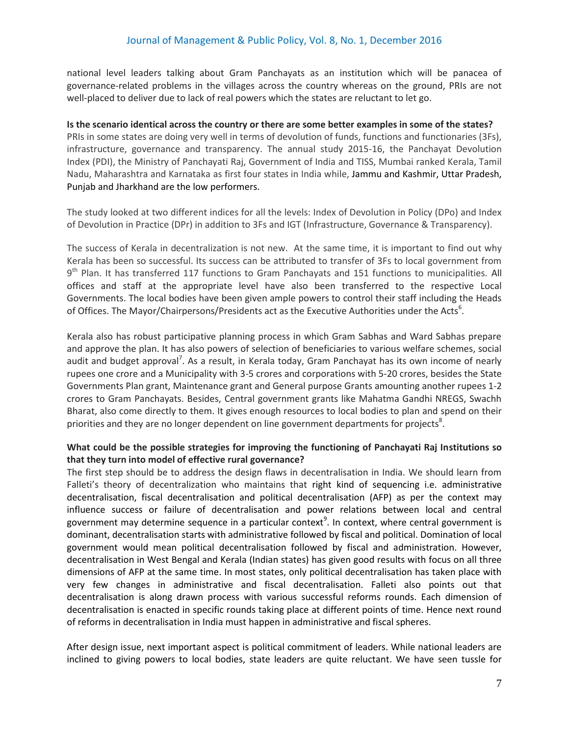national level leaders talking about Gram Panchayats as an institution which will be panacea of governance-related problems in the villages across the country whereas on the ground, PRIs are not well-placed to deliver due to lack of real powers which the states are reluctant to let go.

**Is the scenario identical across the country or there are some better examples in some of the states?**
PRIs in some states are doing very well in terms of devolution of funds, functions and functionaries (3Fs), infrastructure, governance and transparency. The annual study 2015-16, the Panchayat Devolution Index (PDI), the Ministry of Panchayati Raj, Government of India and TISS, Mumbai ranked Kerala, Tamil Nadu, Maharashtra and Karnataka as first four states in India while, Jammu and Kashmir, Uttar Pradesh, Punjab and Jharkhand are the low performers.

The study looked at two different indices for all the levels: Index of Devolution in Policy (DPo) and Index of Devolution in Practice (DPr) in addition to 3Fs and IGT (Infrastructure, Governance & Transparency).

The success of Kerala in decentralization is not new. At the same time, it is important to find out why Kerala has been so successful. Its success can be attributed to transfer of 3Fs to local government from 9th Plan. It has transferred 117 functions to Gram Panchayats and 151 functions to municipalities. All offices and staff at the appropriate level have also been transferred to the respective Local Governments. The local bodies have been given ample powers to control their staff including the Heads of Offices. The Mayor/Chairpersons/Presidents act as the Executive Authorities under the Acts[6].

Kerala also has robust participative planning process in which Gram Sabhas and Ward Sabhas prepare and approve the plan. It has also powers of selection of beneficiaries to various welfare schemes, social audit and budget approval[7]. As a result, in Kerala today, Gram Panchayat has its own income of nearly rupees one crore and a Municipality with 3-5 crores and corporations with 5-20 crores, besides the State Governments Plan grant, Maintenance grant and General purpose Grants amounting another rupees 1-2 crores to Gram Panchayats. Besides, Central government grants like Mahatma Gandhi NREGS, Swachh Bharat, also come directly to them. It gives enough resources to local bodies to plan and spend on their priorities and they are no longer dependent on line government departments for projects[8].

**What could be the possible strategies for improving the functioning of Panchayati Raj Institutions so that they turn into model of effective rural governance?**
The first step should be to address the design flaws in decentralisation in India. We should learn from Falleti's theory of decentralization who maintains that right kind of sequencing i.e. administrative decentralisation, fiscal decentralisation and political decentralisation (AFP) as per the context may influence success or failure of decentralisation and power relations between local and central government may determine sequence in a particular context[9]. In context, where central government is dominant, decentralisation starts with administrative followed by fiscal and political. Domination of local government would mean political decentralisation followed by fiscal and administration. However, decentralisation in West Bengal and Kerala (Indian states) has given good results with focus on all three dimensions of AFP at the same time. In most states, only political decentralisation has taken place with very few changes in administrative and fiscal decentralisation. Falleti also points out that decentralisation is along drawn process with various successful reforms rounds. Each dimension of decentralisation is enacted in specific rounds taking place at different points of time. Hence next round of reforms in decentralisation in India must happen in administrative and fiscal spheres.

After design issue, next important aspect is political commitment of leaders. While national leaders are inclined to giving powers to local bodies, state leaders are quite reluctant. We have seen tussle for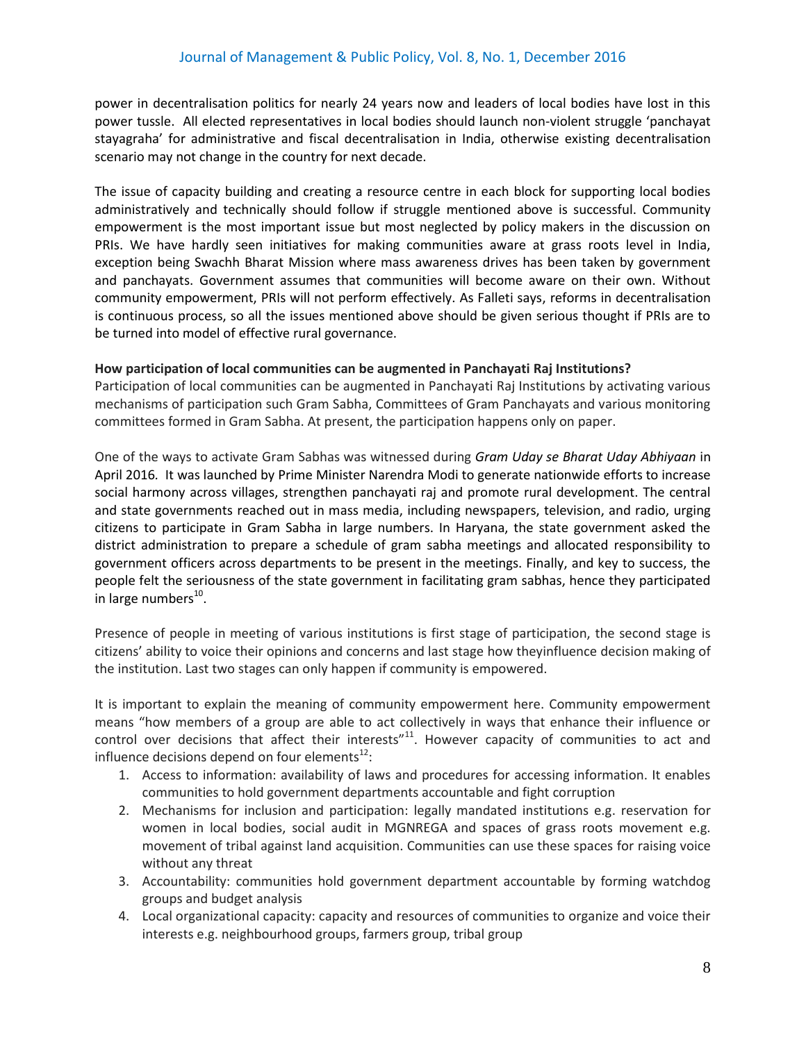power in decentralisation politics for nearly 24 years now and leaders of local bodies have lost in this power tussle. All elected representatives in local bodies should launch non-violent struggle 'panchayat stayagraha' for administrative and fiscal decentralisation in India, otherwise existing decentralisation scenario may not change in the country for next decade.

The issue of capacity building and creating a resource centre in each block for supporting local bodies administratively and technically should follow if struggle mentioned above is successful. Community empowerment is the most important issue but most neglected by policy makers in the discussion on PRIs. We have hardly seen initiatives for making communities aware at grass roots level in India, exception being Swachh Bharat Mission where mass awareness drives has been taken by government and panchayats. Government assumes that communities will become aware on their own. Without community empowerment, PRIs will not perform effectively. As Falleti says, reforms in decentralisation is continuous process, so all the issues mentioned above should be given serious thought if PRIs are to be turned into model of effective rural governance.

**How participation of local communities can be augmented in Panchayati Raj Institutions?**

Participation of local communities can be augmented in Panchayati Raj Institutions by activating various mechanisms of participation such Gram Sabha, Committees of Gram Panchayats and various monitoring committees formed in Gram Sabha. At present, the participation happens only on paper.

One of the ways to activate Gram Sabhas was witnessed during *Gram Uday se Bharat Uday Abhiyaan* in April 2016. It was launched by Prime Minister Narendra Modi to generate nationwide efforts to increase social harmony across villages, strengthen panchayati raj and promote rural development. The central and state governments reached out in mass media, including newspapers, television, and radio, urging citizens to participate in Gram Sabha in large numbers. In Haryana, the state government asked the district administration to prepare a schedule of gram sabha meetings and allocated responsibility to government officers across departments to be present in the meetings. Finally, and key to success, the people felt the seriousness of the state government in facilitating gram sabhas, hence they participated in large numbers[10].

Presence of people in meeting of various institutions is first stage of participation, the second stage is citizens' ability to voice their opinions and concerns and last stage how theyinfluence decision making of the institution. Last two stages can only happen if community is empowered.

It is important to explain the meaning of community empowerment here. Community empowerment means "how members of a group are able to act collectively in ways that enhance their influence or control over decisions that affect their interests"[11]. However capacity of communities to act and influence decisions depend on four elements[12]:

1. Access to information: availability of laws and procedures for accessing information. It enables communities to hold government departments accountable and fight corruption
2. Mechanisms for inclusion and participation: legally mandated institutions e.g. reservation for women in local bodies, social audit in MGNREGA and spaces of grass roots movement e.g. movement of tribal against land acquisition. Communities can use these spaces for raising voice without any threat
3. Accountability: communities hold government department accountable by forming watchdog groups and budget analysis
4. Local organizational capacity: capacity and resources of communities to organize and voice their interests e.g. neighbourhood groups, farmers group, tribal group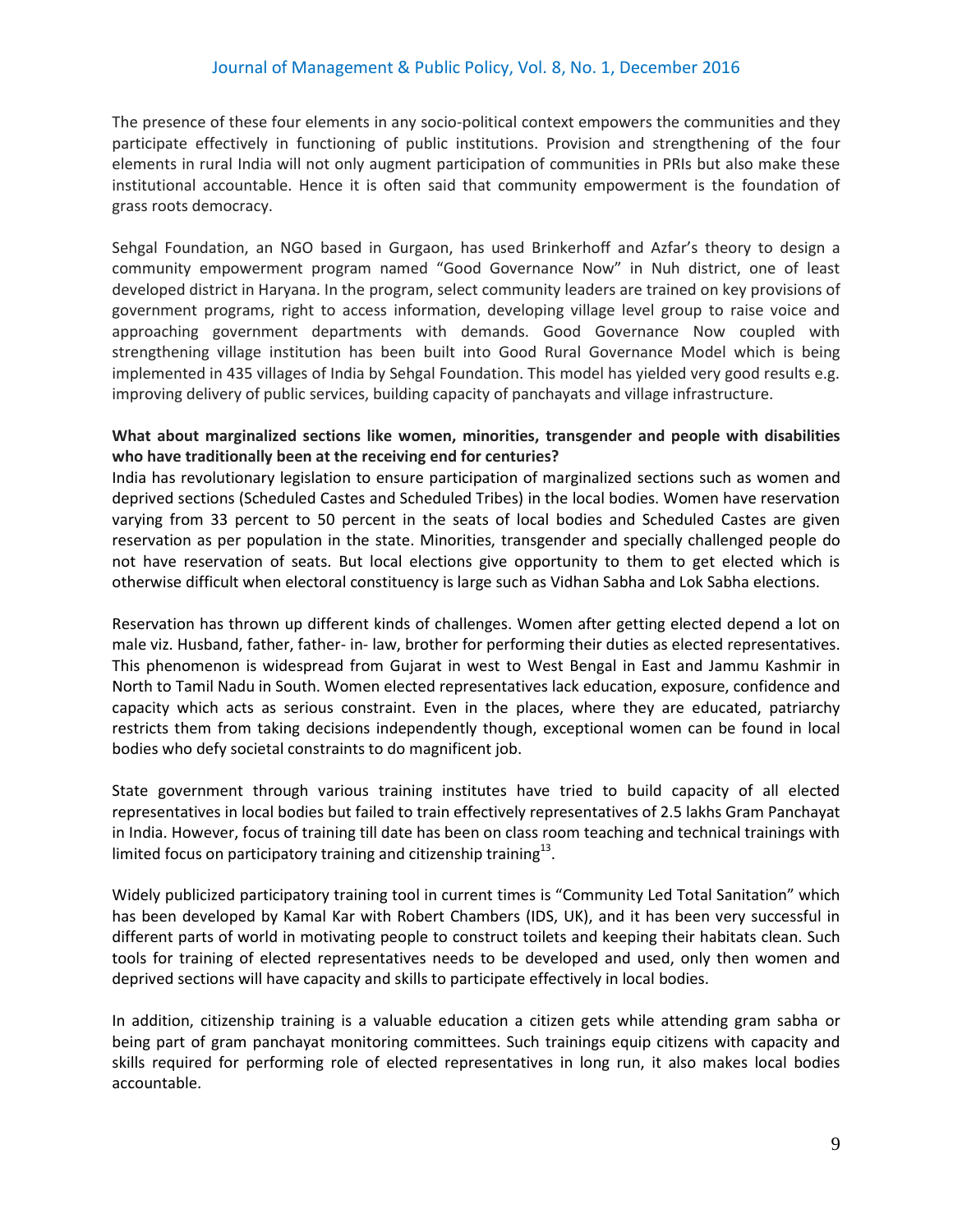The presence of these four elements in any socio-political context empowers the communities and they participate effectively in functioning of public institutions. Provision and strengthening of the four elements in rural India will not only augment participation of communities in PRIs but also make these institutional accountable. Hence it is often said that community empowerment is the foundation of grass roots democracy.

Sehgal Foundation, an NGO based in Gurgaon, has used Brinkerhoff and Azfar's theory to design a community empowerment program named "Good Governance Now" in Nuh district, one of least developed district in Haryana. In the program, select community leaders are trained on key provisions of government programs, right to access information, developing village level group to raise voice and approaching government departments with demands. Good Governance Now coupled with strengthening village institution has been built into Good Rural Governance Model which is being implemented in 435 villages of India by Sehgal Foundation. This model has yielded very good results e.g. improving delivery of public services, building capacity of panchayats and village infrastructure.

**What about marginalized sections like women, minorities, transgender and people with disabilities who have traditionally been at the receiving end for centuries?**

India has revolutionary legislation to ensure participation of marginalized sections such as women and deprived sections (Scheduled Castes and Scheduled Tribes) in the local bodies. Women have reservation varying from 33 percent to 50 percent in the seats of local bodies and Scheduled Castes are given reservation as per population in the state. Minorities, transgender and specially challenged people do not have reservation of seats. But local elections give opportunity to them to get elected which is otherwise difficult when electoral constituency is large such as Vidhan Sabha and Lok Sabha elections.

Reservation has thrown up different kinds of challenges. Women after getting elected depend a lot on male viz. Husband, father, father- in- law, brother for performing their duties as elected representatives. This phenomenon is widespread from Gujarat in west to West Bengal in East and Jammu Kashmir in North to Tamil Nadu in South. Women elected representatives lack education, exposure, confidence and capacity which acts as serious constraint. Even in the places, where they are educated, patriarchy restricts them from taking decisions independently though, exceptional women can be found in local bodies who defy societal constraints to do magnificent job.

State government through various training institutes have tried to build capacity of all elected representatives in local bodies but failed to train effectively representatives of 2.5 lakhs Gram Panchayat in India. However, focus of training till date has been on class room teaching and technical trainings with limited focus on participatory training and citizenship training[13].

Widely publicized participatory training tool in current times is "Community Led Total Sanitation" which has been developed by Kamal Kar with Robert Chambers (IDS, UK), and it has been very successful in different parts of world in motivating people to construct toilets and keeping their habitats clean. Such tools for training of elected representatives needs to be developed and used, only then women and deprived sections will have capacity and skills to participate effectively in local bodies.

In addition, citizenship training is a valuable education a citizen gets while attending gram sabha or being part of gram panchayat monitoring committees. Such trainings equip citizens with capacity and skills required for performing role of elected representatives in long run, it also makes local bodies accountable.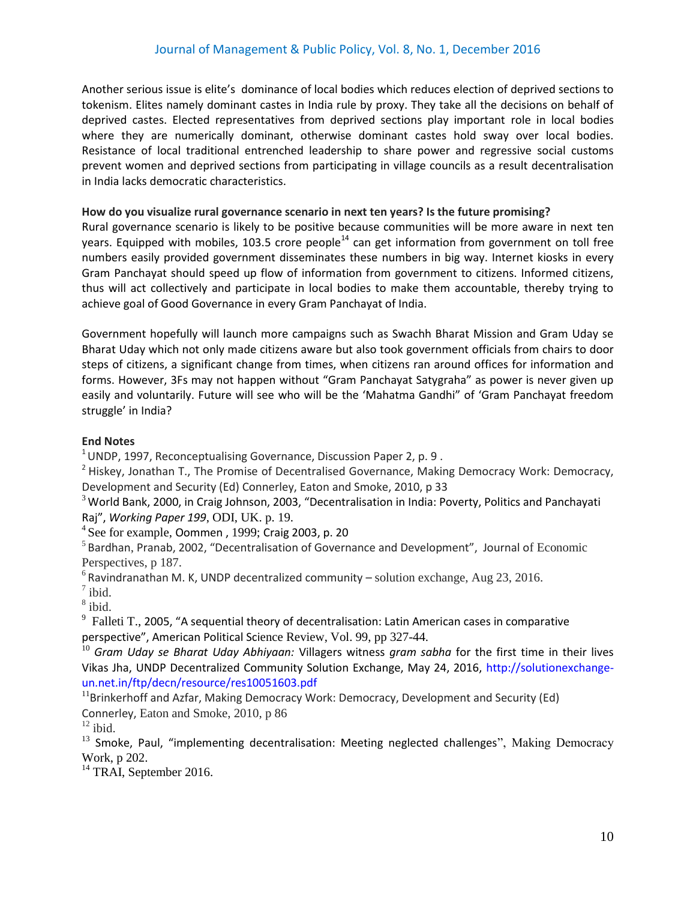Another serious issue is elite's dominance of local bodies which reduces election of deprived sections to tokenism. Elites namely dominant castes in India rule by proxy. They take all the decisions on behalf of deprived castes. Elected representatives from deprived sections play important role in local bodies where they are numerically dominant, otherwise dominant castes hold sway over local bodies. Resistance of local traditional entrenched leadership to share power and regressive social customs prevent women and deprived sections from participating in village councils as a result decentralisation in India lacks democratic characteristics.

**How do you visualize rural governance scenario in next ten years? Is the future promising?**

Rural governance scenario is likely to be positive because communities will be more aware in next ten years. Equipped with mobiles, 103.5 crore people[14] can get information from government on toll free numbers easily provided government disseminates these numbers in big way. Internet kiosks in every Gram Panchayat should speed up flow of information from government to citizens. Informed citizens, thus will act collectively and participate in local bodies to make them accountable, thereby trying to achieve goal of Good Governance in every Gram Panchayat of India.

Government hopefully will launch more campaigns such as Swachh Bharat Mission and Gram Uday se Bharat Uday which not only made citizens aware but also took government officials from chairs to door steps of citizens, a significant change from times, when citizens ran around offices for information and forms. However, 3Fs may not happen without "Gram Panchayat Satygraha" as power is never given up easily and voluntarily. Future will see who will be the 'Mahatma Gandhi" of 'Gram Panchayat freedom struggle' in India?

**End Notes**

[1] UNDP, 1997, Reconceptualising Governance, Discussion Paper 2, p. 9 .

[2] Hiskey, Jonathan T., The Promise of Decentralised Governance, Making Democracy Work: Democracy, Development and Security (Ed) Connerley, Eaton and Smoke, 2010, p 33

[3] World Bank, 2000, in Craig Johnson, 2003, "Decentralisation in India: Poverty, Politics and Panchayati Raj", *Working Paper 199*, ODI, UK. p. 19.

[4] See for example, Oommen , 1999; Craig 2003, p. 20

[5] Bardhan, Pranab, 2002, "Decentralisation of Governance and Development", Journal of Economic Perspectives, p 187.

[6] Ravindranathan M. K, UNDP decentralized community – solution exchange, Aug 23, 2016.

[7] ibid.

[8] ibid.

[9] Falleti T., 2005, "A sequential theory of decentralisation: Latin American cases in comparative perspective", American Political Science Review, Vol. 99, pp 327-44.

[10] *Gram Uday se Bharat Uday Abhiyaan:* Villagers witness *gram sabha* for the first time in their lives Vikas Jha, UNDP Decentralized Community Solution Exchange, May 24, 2016, http://solutionexchange-un.net.in/ftp/decn/resource/res10051603.pdf

[11] Brinkerhoff and Azfar, Making Democracy Work: Democracy, Development and Security (Ed) Connerley, Eaton and Smoke, 2010, p 86

[12] ibid.

[13] Smoke, Paul, "implementing decentralisation: Meeting neglected challenges", Making Democracy Work, p 202.

[14] TRAI, September 2016.